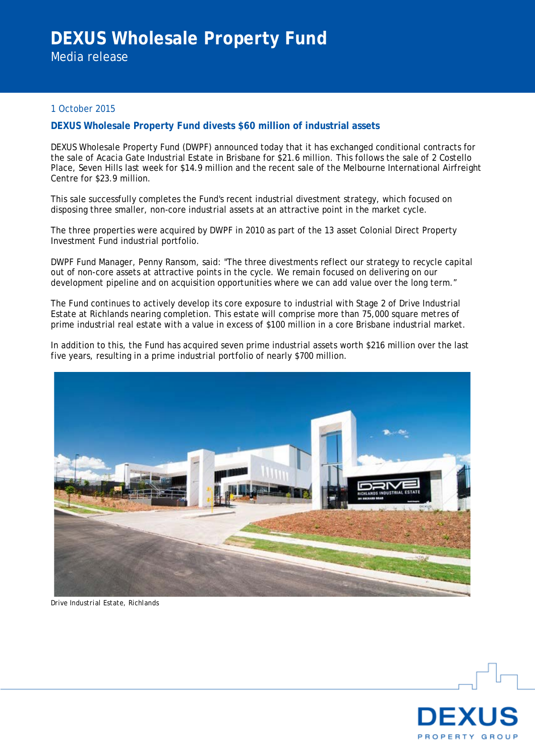# DEXUS Wholesale Property Fund

Media release

1 October 2015

## DEXUS Wholesale Property Fund divests $60 million of industrial assets

DEXUS Wholesale Property Fund (DWPF) announced today that it has exchanged conditional contracts for the sale of Acacia Gate Industrial Estate in Brisbane for $21.6 million. This follows the sale of 2 Costello Place, Seven Hills last week for $14.9 million and the recent sale of the Melbourne International Airfreight Centre for $23.9 million.

This sale successfully completes the Fund's recent industrial divestment strategy, which focused on disposing three smaller, non-core industrial assets at an attractive point in the market cycle.

The three properties were acquired by DWPF in 2010 as part of the 13 asset Colonial Direct Property Investment Fund industrial portfolio.

DWPF Fund Manager, Penny Ransom, said: "The three divestments reflect our strategy to recycle capital out of non-core assets at attractive points in the cycle. We remain focused on delivering on our development pipeline and on acquisition opportunities where we can add value over the long term."

The Fund continues to actively develop its core exposure to industrial with Stage 2 of Drive Industrial Estate at Richlands nearing completion. This estate will comprise more than 75,000 square metres of prime industrial real estate with a value in excess of $100 million in a core Brisbane industrial market.

In addition to this, the Fund has acquired seven prime industrial assets worth $216 million over the last five years, resulting in a prime industrial portfolio of nearly $700 million.

Drive Industrial Estate, Richlands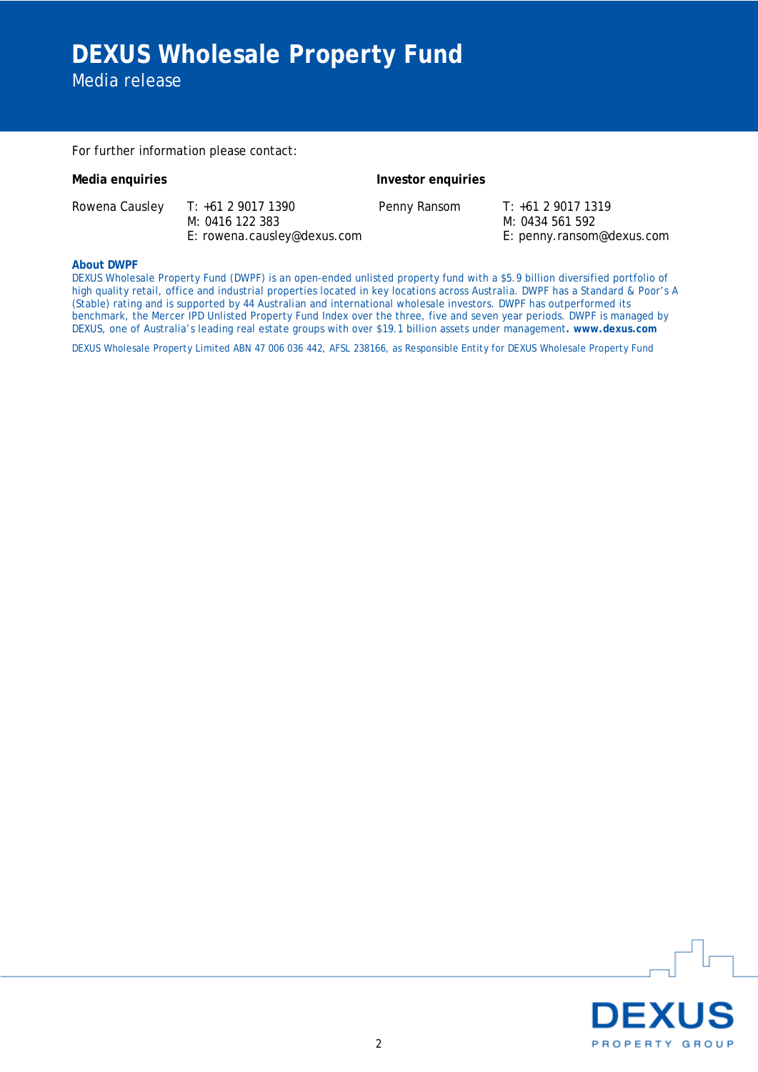# DEXUS Wholesale Property Fund

Media release

For further information please contact:

| Media enquiries | | Investor enquiries | |
|---|---|---|---|
| Rowena Causley | T: +61 2 9017 1390<br>M: 0416 122 383<br>E: rowena.causley@dexus.com | Penny Ransom | T: +61 2 9017 1319<br>M: 0434 561 592<br>E: penny.ransom@dexus.com |

**About DWPF**

DEXUS Wholesale Property Fund (DWPF) is an open-ended unlisted property fund with a $5.9 billion diversified portfolio of high quality retail, office and industrial properties located in key locations across Australia. DWPF has a Standard & Poor's A (Stable) rating and is supported by 44 Australian and international wholesale investors. DWPF has outperformed its benchmark, the Mercer IPD Unlisted Property Fund Index over the three, five and seven year periods. DWPF is managed by DEXUS, one of Australia's leading real estate groups with over $19.1 billion assets under management**. www.dexus.com**

DEXUS Wholesale Property Limited ABN 47 006 036 442, AFSL 238166, as Responsible Entity for DEXUS Wholesale Property Fund

DEXUS PROPERTY GROUP